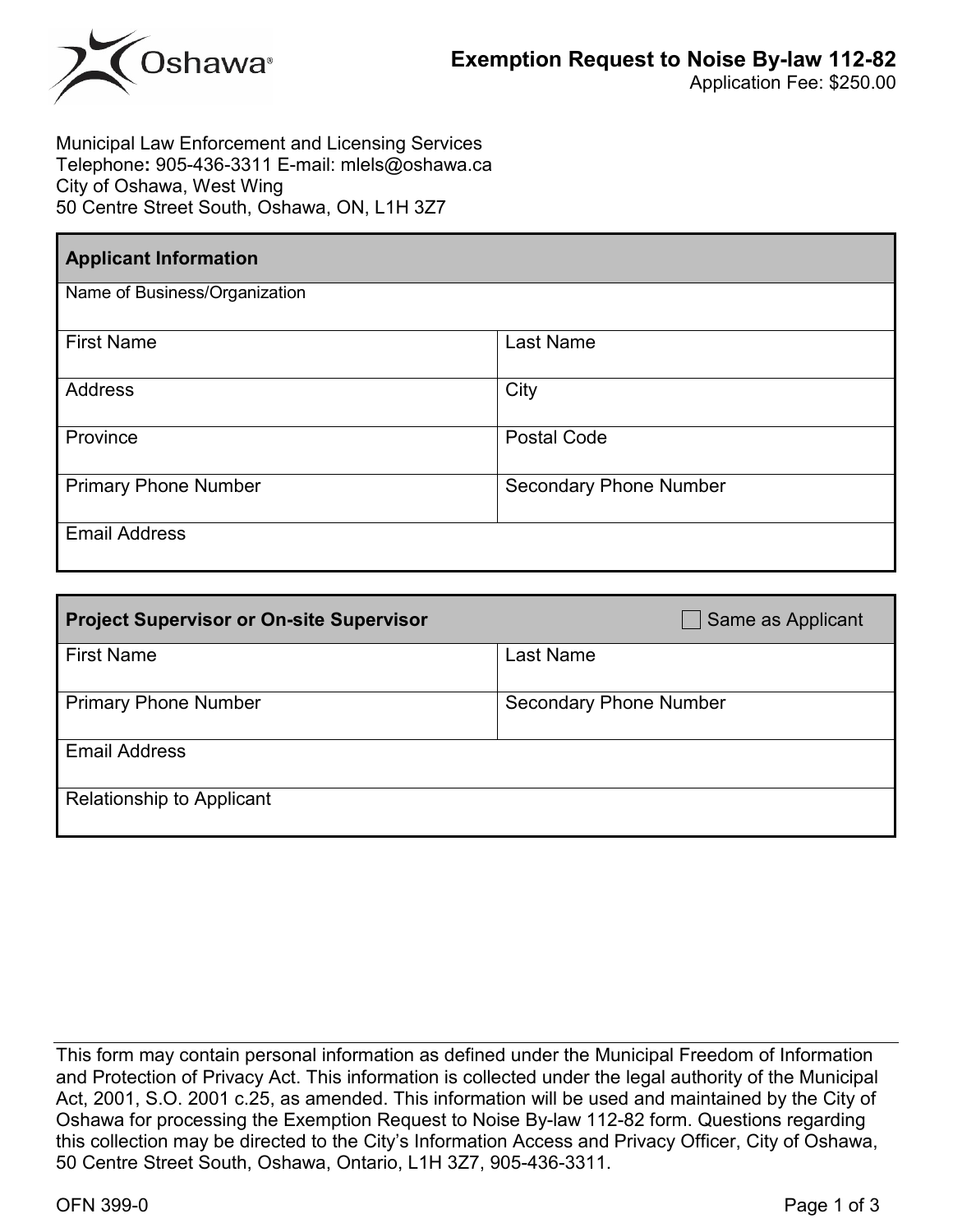# Exemption Request to Noise By-law 112-82

Application Fee: $250.00

Municipal Law Enforcement and Licensing Services
Telephone: 905-436-3311 E-mail: mlels@oshawa.ca
City of Oshawa, West Wing
50 Centre Street South, Oshawa, ON, L1H 3Z7

| Applicant Information | |
|---|---|
| Name of Business/Organization | |
| First Name | Last Name |
| Address | City |
| Province | Postal Code |
| Primary Phone Number | Secondary Phone Number |
| Email Address | |

| Project Supervisor or On-site Supervisor | ☐ Same as Applicant |
|---|---|
| First Name | Last Name |
| Primary Phone Number | Secondary Phone Number |
| Email Address | |
| Relationship to Applicant | |

This form may contain personal information as defined under the Municipal Freedom of Information and Protection of Privacy Act. This information is collected under the legal authority of the Municipal Act, 2001, S.O. 2001 c.25, as amended. This information will be used and maintained by the City of Oshawa for processing the Exemption Request to Noise By-law 112-82 form. Questions regarding this collection may be directed to the City's Information Access and Privacy Officer, City of Oshawa, 50 Centre Street South, Oshawa, Ontario, L1H 3Z7, 905-436-3311.

OFN 399-0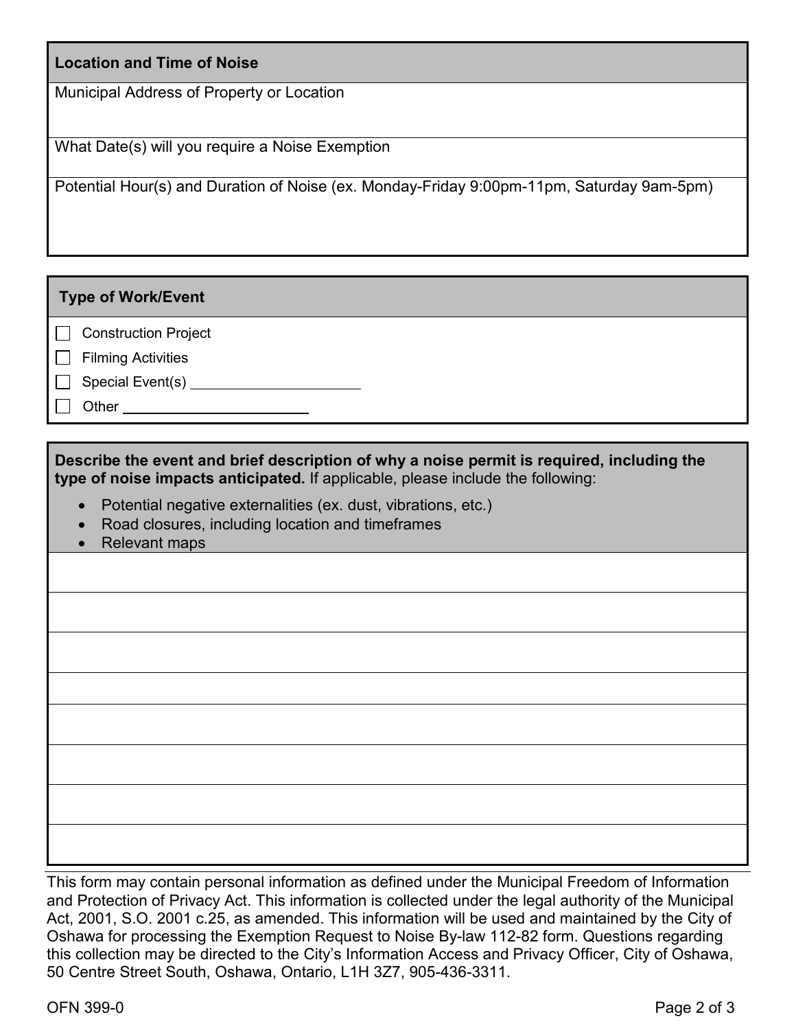## Location and Time of Noise

Municipal Address of Property or Location

What Date(s) will you require a Noise Exemption

Potential Hour(s) and Duration of Noise (ex. Monday-Friday 9:00pm-11pm, Saturday 9am-5pm)

## Type of Work/Event

- ☐ Construction Project
- ☐ Filming Activities
- ☐ Special Event(s) \_\_\_\_\_\_\_\_\_\_\_\_\_\_\_\_\_\_\_\_
- ☐ Other \_\_\_\_\_\_\_\_\_\_\_\_\_\_\_\_\_\_\_\_

**Describe the event and brief description of why a noise permit is required, including the type of noise impacts anticipated.** If applicable, please include the following:

- Potential negative externalities (ex. dust, vibrations, etc.)
- Road closures, including location and timeframes
- Relevant maps

This form may contain personal information as defined under the Municipal Freedom of Information and Protection of Privacy Act. This information is collected under the legal authority of the Municipal Act, 2001, S.O. 2001 c.25, as amended. This information will be used and maintained by the City of Oshawa for processing the Exemption Request to Noise By-law 112-82 form. Questions regarding this collection may be directed to the City's Information Access and Privacy Officer, City of Oshawa, 50 Centre Street South, Oshawa, Ontario, L1H 3Z7, 905-436-3311.

OFN 399-0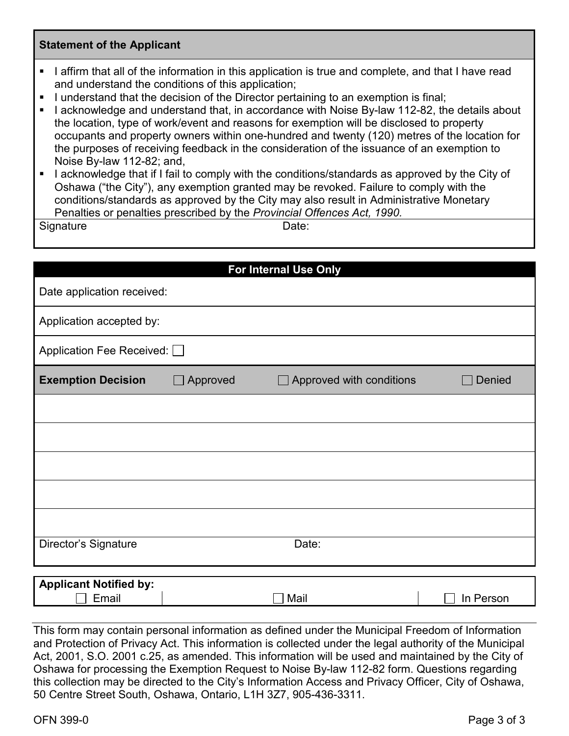## Statement of the Applicant

- I affirm that all of the information in this application is true and complete, and that I have read and understand the conditions of this application;
- I understand that the decision of the Director pertaining to an exemption is final;
- I acknowledge and understand that, in accordance with Noise By-law 112-82, the details about the location, type of work/event and reasons for exemption will be disclosed to property occupants and property owners within one-hundred and twenty (120) metres of the location for the purposes of receiving feedback in the consideration of the issuance of an exemption to Noise By-law 112-82; and,
- I acknowledge that if I fail to comply with the conditions/standards as approved by the City of Oshawa ("the City"), any exemption granted may be revoked. Failure to comply with the conditions/standards as approved by the City may also result in Administrative Monetary Penalties or penalties prescribed by the *Provincial Offences Act, 1990.*

| | |
|---|---|
| Signature | Date: |

## For Internal Use Only

| | | | |
|---|---|---|---|
| Date application received: | | | |
| Application accepted by: | | | |
| Application Fee Received: ☐ | | | |
| **Exemption Decision** | ☐ Approved | ☐ Approved with conditions | ☐ Denied |
| | | | |
| | | | |
| | | | |
| | | | |
| | | | |
| Director's Signature | | Date: | |

| | | |
|---|---|---|
| **Applicant Notified by:** | | |
| ☐ Email | ☐ Mail | ☐ In Person |

This form may contain personal information as defined under the Municipal Freedom of Information and Protection of Privacy Act. This information is collected under the legal authority of the Municipal Act, 2001, S.O. 2001 c.25, as amended. This information will be used and maintained by the City of Oshawa for processing the Exemption Request to Noise By-law 112-82 form. Questions regarding this collection may be directed to the City's Information Access and Privacy Officer, City of Oshawa, 50 Centre Street South, Oshawa, Ontario, L1H 3Z7, 905-436-3311.

OFN 399-0